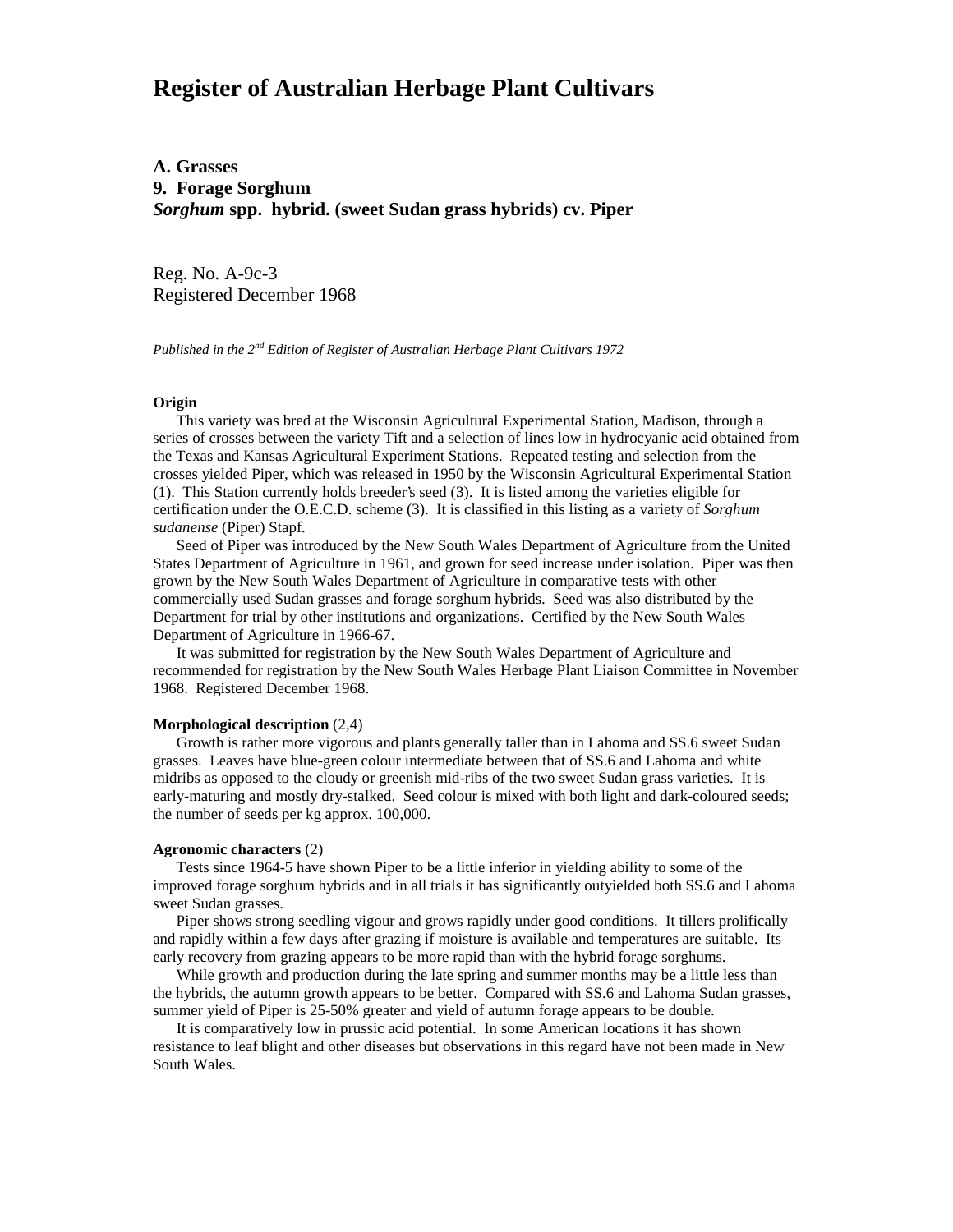# Register of Australian Herbage Plant Cultivars

**A. Grasses**
**9. Forage Sorghum**
***Sorghum* spp. hybrid. (sweet Sudan grass hybrids) cv. Piper**

Reg. No. A-9c-3
Registered December 1968

*Published in the 2nd Edition of Register of Australian Herbage Plant Cultivars 1972*

**Origin**

This variety was bred at the Wisconsin Agricultural Experimental Station, Madison, through a series of crosses between the variety Tift and a selection of lines low in hydrocyanic acid obtained from the Texas and Kansas Agricultural Experiment Stations. Repeated testing and selection from the crosses yielded Piper, which was released in 1950 by the Wisconsin Agricultural Experimental Station (1). This Station currently holds breeder's seed (3). It is listed among the varieties eligible for certification under the O.E.C.D. scheme (3). It is classified in this listing as a variety of *Sorghum sudanense* (Piper) Stapf.

Seed of Piper was introduced by the New South Wales Department of Agriculture from the United States Department of Agriculture in 1961, and grown for seed increase under isolation. Piper was then grown by the New South Wales Department of Agriculture in comparative tests with other commercially used Sudan grasses and forage sorghum hybrids. Seed was also distributed by the Department for trial by other institutions and organizations. Certified by the New South Wales Department of Agriculture in 1966-67.

It was submitted for registration by the New South Wales Department of Agriculture and recommended for registration by the New South Wales Herbage Plant Liaison Committee in November 1968. Registered December 1968.

**Morphological description** (2,4)

Growth is rather more vigorous and plants generally taller than in Lahoma and SS.6 sweet Sudan grasses. Leaves have blue-green colour intermediate between that of SS.6 and Lahoma and white midribs as opposed to the cloudy or greenish mid-ribs of the two sweet Sudan grass varieties. It is early-maturing and mostly dry-stalked. Seed colour is mixed with both light and dark-coloured seeds; the number of seeds per kg approx. 100,000.

**Agronomic characters** (2)

Tests since 1964-5 have shown Piper to be a little inferior in yielding ability to some of the improved forage sorghum hybrids and in all trials it has significantly outyielded both SS.6 and Lahoma sweet Sudan grasses.

Piper shows strong seedling vigour and grows rapidly under good conditions. It tillers prolifically and rapidly within a few days after grazing if moisture is available and temperatures are suitable. Its early recovery from grazing appears to be more rapid than with the hybrid forage sorghums.

While growth and production during the late spring and summer months may be a little less than the hybrids, the autumn growth appears to be better. Compared with SS.6 and Lahoma Sudan grasses, summer yield of Piper is 25-50% greater and yield of autumn forage appears to be double.

It is comparatively low in prussic acid potential. In some American locations it has shown resistance to leaf blight and other diseases but observations in this regard have not been made in New South Wales.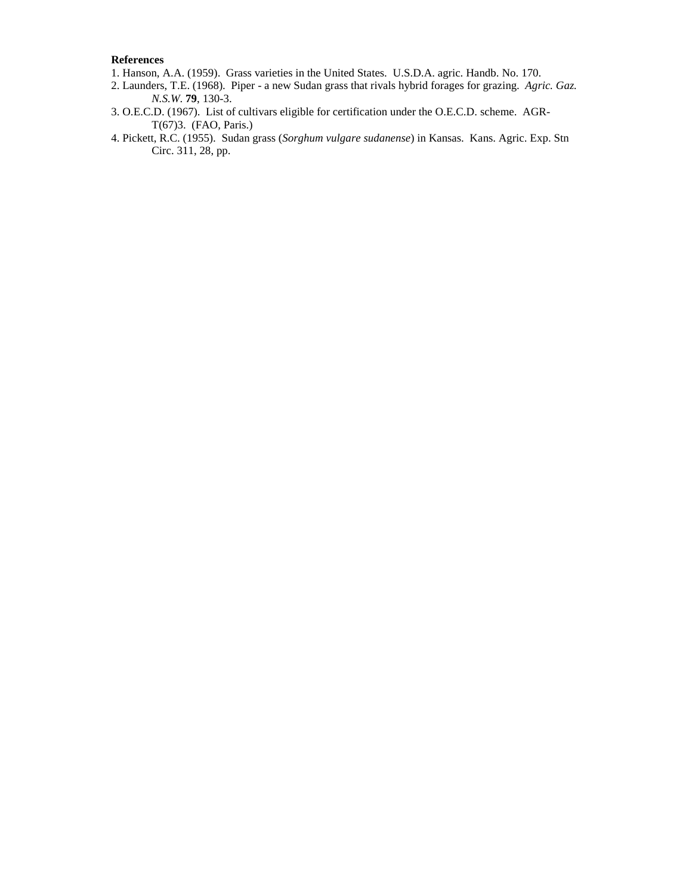**References**

1. Hanson, A.A. (1959). Grass varieties in the United States. U.S.D.A. agric. Handb. No. 170.
2. Launders, T.E. (1968). Piper - a new Sudan grass that rivals hybrid forages for grazing. *Agric. Gaz. N.S.W.* **79**, 130-3.
3. O.E.C.D. (1967). List of cultivars eligible for certification under the O.E.C.D. scheme. AGR-T(67)3. (FAO, Paris.)
4. Pickett, R.C. (1955). Sudan grass (*Sorghum vulgare sudanense*) in Kansas. Kans. Agric. Exp. Stn Circ. 311, 28, pp.